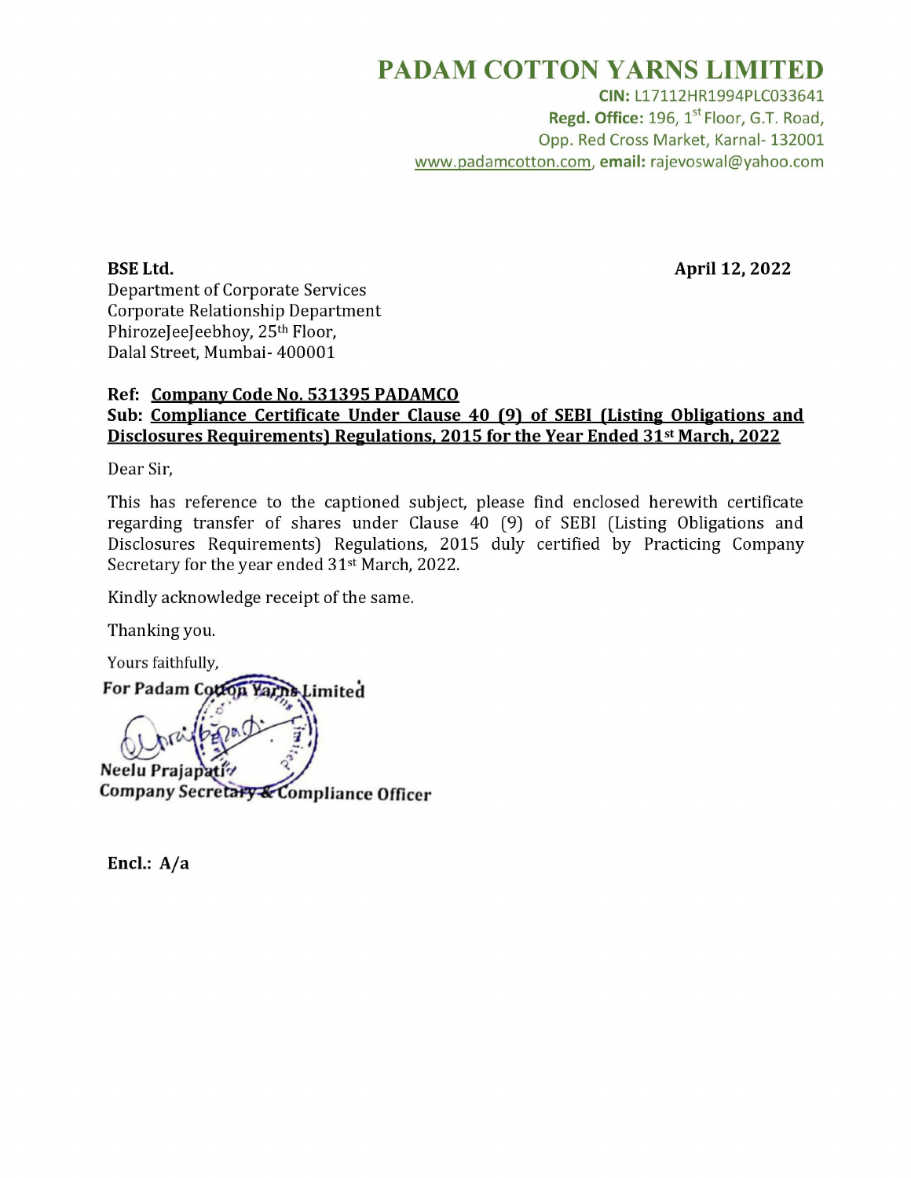# PADAM COTTON YARNS LIMITED

**CIN:** L17112HR1994PLC033641
**Regd. Office:** 196, 1st Floor, G.T. Road,
Opp. Red Cross Market, Karnal- 132001
www.padamcotton.com, **email:** rajevoswal@yahoo.com

**BSE Ltd.**
Department of Corporate Services
Corporate Relationship Department
PhirozeJeeJeebhoy, 25th Floor,
Dalal Street, Mumbai- 400001

**April 12, 2022**

**Ref: Company Code No. 531395 PADAMCO**
**Sub: Compliance Certificate Under Clause 40 (9) of SEBI (Listing Obligations and Disclosures Requirements) Regulations, 2015 for the Year Ended 31st March, 2022**

Dear Sir,

This has reference to the captioned subject, please find enclosed herewith certificate regarding transfer of shares under Clause 40 (9) of SEBI (Listing Obligations and Disclosures Requirements) Regulations, 2015 duly certified by Practicing Company Secretary for the year ended 31st March, 2022.

Kindly acknowledge receipt of the same.

Thanking you.

Yours faithfully,
**For Padam Cotton Yarns Limited**

**Neelu Prajapati**
**Company Secretary & Compliance Officer**

**Encl.: A/a**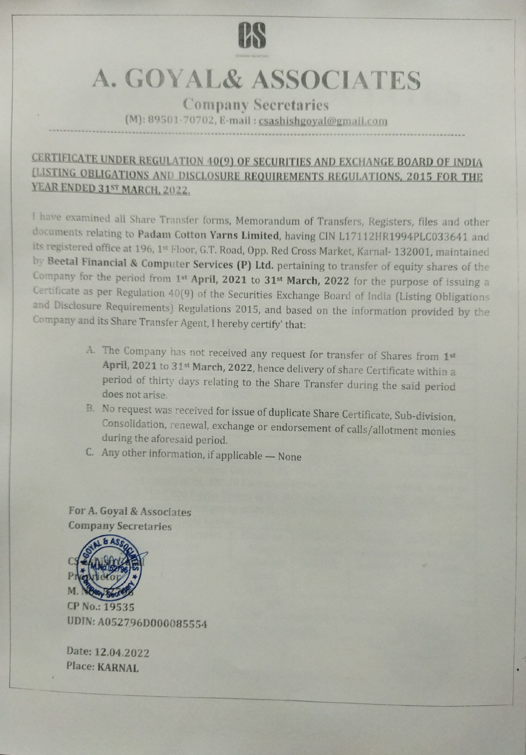# A. GOYAL& ASSOCIATES

**Company Secretaries**

(M): 89501-70702, E-mail : csashishgoyal@gmail.com

---

**CERTIFICATE UNDER REGULATION 40(9) OF SECURITIES AND EXCHANGE BOARD OF INDIA (LISTING OBLIGATIONS AND DISCLOSURE REQUIREMENTS REGULATIONS, 2015 FOR THE YEAR ENDED 31ST MARCH, 2022.**

I have examined all Share Transfer forms, Memorandum of Transfers, Registers, files and other documents relating to **Padam Cotton Yarns Limited**, having CIN L17112HR1994PLC033641 and its registered office at 196, 1st Floor, G.T. Road, Opp. Red Cross Market, Karnal- 132001, maintained by **Beetal Financial & Computer Services (P) Ltd.** pertaining to transfer of equity shares of the Company for the period from **1st April, 2021** to **31st March, 2022** for the purpose of issuing a Certificate as per Regulation 40(9) of the Securities Exchange Board of India (Listing Obligations and Disclosure Requirements) Regulations 2015, and based on the information provided by the Company and its Share Transfer Agent, I hereby certify' that:

A. The Company has not received any request for transfer of Shares from **1st April, 2021** to **31st March, 2022**, hence delivery of share Certificate within a period of thirty days relating to the Share Transfer during the said period does not arise.

B. No request was received for issue of duplicate Share Certificate, Sub-division, Consolidation, renewal, exchange or endorsement of calls/allotment monies during the aforesaid period.

C. Any other information, if applicable — None

**For A. Goyal & Associates**
**Company Secretaries**

CS Ashish Goyal
Proprietor
M. No.: 52796
**CP No.: 19535**
**UDIN: A052796D000085554**

**Date: 12.04.2022**
**Place: KARNAL**